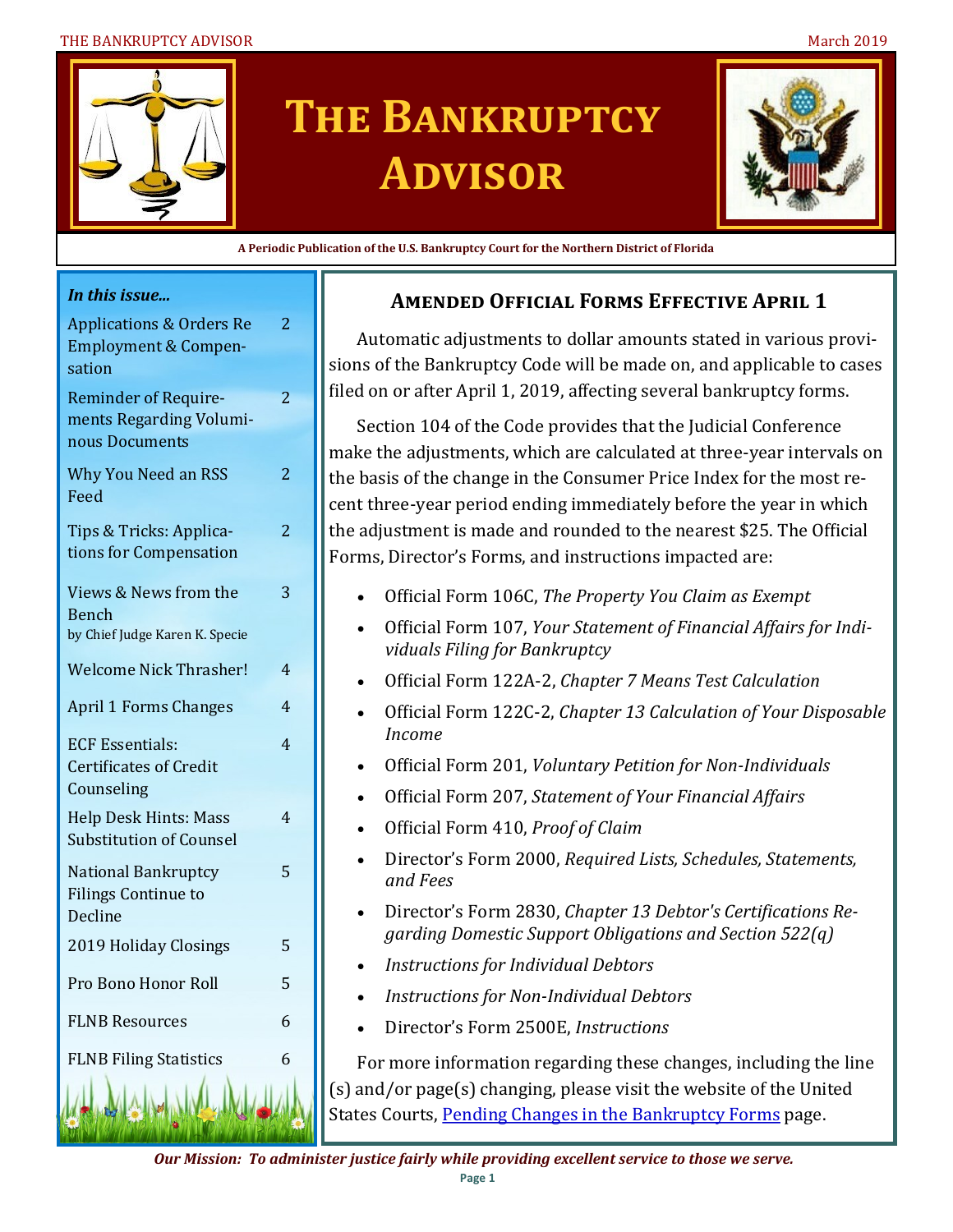# The Bankruptcy Advisor

**A Periodic Publication of the U.S. Bankruptcy Court for the Northern District of Florida**

***In this issue...***

| | |
|---|---|
| Applications & Orders Re Employment & Compensation | 2 |
| Reminder of Requirements Regarding Voluminous Documents | 2 |
| Why You Need an RSS Feed | 2 |
| Tips & Tricks: Applications for Compensation | 2 |
| Views & News from the Bench by Chief Judge Karen K. Specie | 3 |
| Welcome Nick Thrasher! | 4 |
| April 1 Forms Changes | 4 |
| ECF Essentials: Certificates of Credit Counseling | 4 |
| Help Desk Hints: Mass Substitution of Counsel | 4 |
| National Bankruptcy Filings Continue to Decline | 5 |
| 2019 Holiday Closings | 5 |
| Pro Bono Honor Roll | 5 |
| FLNB Resources | 6 |
| FLNB Filing Statistics | 6 |

## Amended Official Forms Effective April 1

Automatic adjustments to dollar amounts stated in various provisions of the Bankruptcy Code will be made on, and applicable to cases filed on or after April 1, 2019, affecting several bankruptcy forms.

Section 104 of the Code provides that the Judicial Conference make the adjustments, which are calculated at three-year intervals on the basis of the change in the Consumer Price Index for the most recent three-year period ending immediately before the year in which the adjustment is made and rounded to the nearest $25. The Official Forms, Director's Forms, and instructions impacted are:

- Official Form 106C, *The Property You Claim as Exempt*
- Official Form 107, *Your Statement of Financial Affairs for Individuals Filing for Bankruptcy*
- Official Form 122A-2, *Chapter 7 Means Test Calculation*
- Official Form 122C-2, *Chapter 13 Calculation of Your Disposable Income*
- Official Form 201, *Voluntary Petition for Non-Individuals*
- Official Form 207, *Statement of Your Financial Affairs*
- Official Form 410, *Proof of Claim*
- Director's Form 2000, *Required Lists, Schedules, Statements, and Fees*
- Director's Form 2830, *Chapter 13 Debtor's Certifications Regarding Domestic Support Obligations and Section 522(q)*
- *Instructions for Individual Debtors*
- *Instructions for Non-Individual Debtors*
- Director's Form 2500E, *Instructions*

For more information regarding these changes, including the line (s) and/or page(s) changing, please visit the website of the United States Courts, Pending Changes in the Bankruptcy Forms page.

***Our Mission: To administer justice fairly while providing excellent service to those we serve.***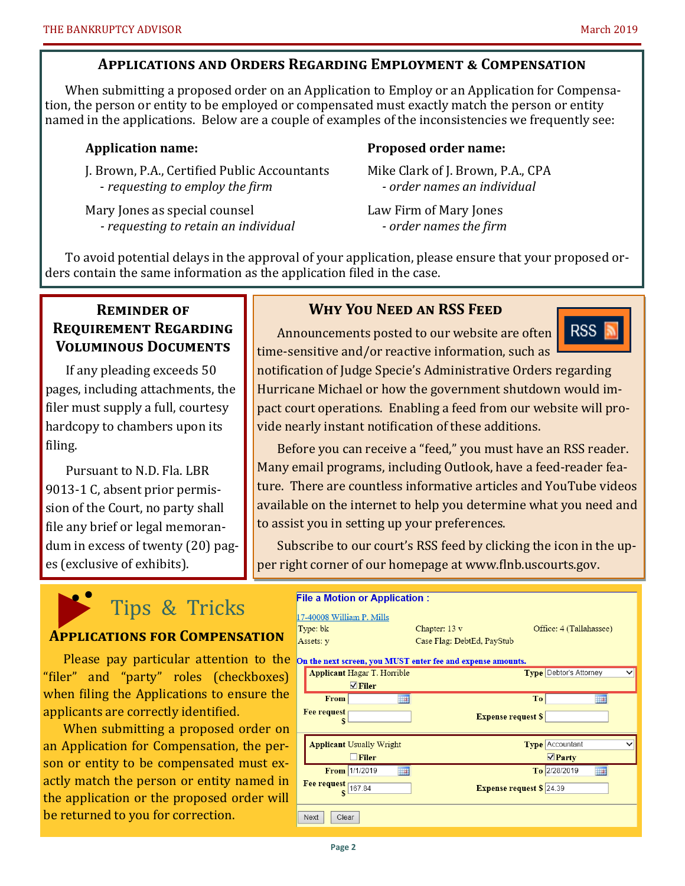## Applications and Orders Regarding Employment & Compensation

When submitting a proposed order on an Application to Employ or an Application for Compensation, the person or entity to be employed or compensated must exactly match the person or entity named in the applications. Below are a couple of examples of the inconsistencies we frequently see:

| Application name: | Proposed order name: |
| --- | --- |
| J. Brown, P.A., Certified Public Accountants<br>*- requesting to employ the firm* | Mike Clark of J. Brown, P.A., CPA<br>*- order names an individual* |
| Mary Jones as special counsel<br>*- requesting to retain an individual* | Law Firm of Mary Jones<br>*- order names the firm* |

To avoid potential delays in the approval of your application, please ensure that your proposed orders contain the same information as the application filed in the case.

## Reminder of Requirement Regarding Voluminous Documents

If any pleading exceeds 50 pages, including attachments, the filer must supply a full, courtesy hardcopy to chambers upon its filing.

Pursuant to N.D. Fla. LBR 9013-1 C, absent prior permission of the Court, no party shall file any brief or legal memorandum in excess of twenty (20) pages (exclusive of exhibits).

## Why You Need an RSS Feed

Announcements posted to our website are often time-sensitive and/or reactive information, such as notification of Judge Specie's Administrative Orders regarding Hurricane Michael or how the government shutdown would impact court operations. Enabling a feed from our website will provide nearly instant notification of these additions.

Before you can receive a "feed," you must have an RSS reader. Many email programs, including Outlook, have a feed-reader feature. There are countless informative articles and YouTube videos available on the internet to help you determine what you need and to assist you in setting up your preferences.

Subscribe to our court's RSS feed by clicking the icon in the upper right corner of our homepage at www.flnb.uscourts.gov.

## Tips & Tricks

### Applications for Compensation

Please pay particular attention to the "filer" and "party" roles (checkboxes) when filing the Applications to ensure the applicants are correctly identified.

When submitting a proposed order on an Application for Compensation, the person or entity to be compensated must exactly match the person or entity named in the application or the proposed order will be returned to you for correction.

**File a Motion or Application :**

17-40008 William P. Mills

Type: bk | Chapter: 13 v | Office: 4 (Tallahassee)

Assets: y | Case Flag: DebtEd, PayStub

**On the next screen, you MUST enter fee and expense amounts.**

**Applicant** Hagar T. Horrible — **Type** Debtor's Attorney
☑ **Filer**
**From** ___ **To** ___
**Fee request $** ___ **Expense request $** ___

**Applicant** Usually Wright — **Type** Accountant
☐ **Filer** ☑ **Party**
**From** 1/1/2019 **To** 2/28/2019
**Fee request $** 167.84 **Expense request $** 24.39

Next | Clear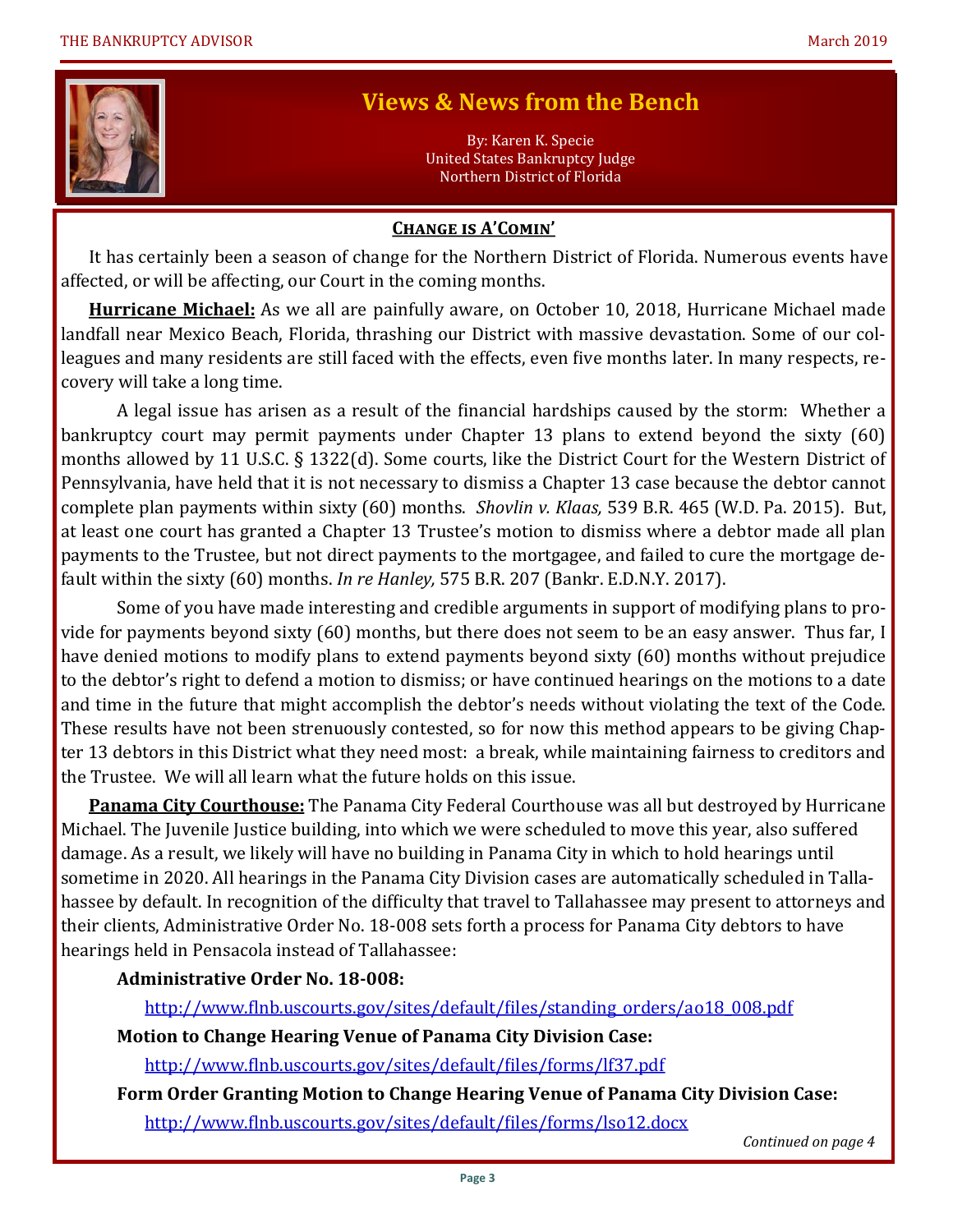## Views & News from the Bench

By: Karen K. Specie
United States Bankruptcy Judge
Northern District of Florida

### CHANGE IS A'COMIN'

It has certainly been a season of change for the Northern District of Florida. Numerous events have affected, or will be affecting, our Court in the coming months.

**Hurricane Michael:** As we all are painfully aware, on October 10, 2018, Hurricane Michael made landfall near Mexico Beach, Florida, thrashing our District with massive devastation. Some of our colleagues and many residents are still faced with the effects, even five months later. In many respects, recovery will take a long time.

A legal issue has arisen as a result of the financial hardships caused by the storm: Whether a bankruptcy court may permit payments under Chapter 13 plans to extend beyond the sixty (60) months allowed by 11 U.S.C. § 1322(d). Some courts, like the District Court for the Western District of Pennsylvania, have held that it is not necessary to dismiss a Chapter 13 case because the debtor cannot complete plan payments within sixty (60) months. *Shovlin v. Klaas,* 539 B.R. 465 (W.D. Pa. 2015). But, at least one court has granted a Chapter 13 Trustee's motion to dismiss where a debtor made all plan payments to the Trustee, but not direct payments to the mortgagee, and failed to cure the mortgage default within the sixty (60) months. *In re Hanley,* 575 B.R. 207 (Bankr. E.D.N.Y. 2017).

Some of you have made interesting and credible arguments in support of modifying plans to provide for payments beyond sixty (60) months, but there does not seem to be an easy answer. Thus far, I have denied motions to modify plans to extend payments beyond sixty (60) months without prejudice to the debtor's right to defend a motion to dismiss; or have continued hearings on the motions to a date and time in the future that might accomplish the debtor's needs without violating the text of the Code. These results have not been strenuously contested, so for now this method appears to be giving Chapter 13 debtors in this District what they need most: a break, while maintaining fairness to creditors and the Trustee. We will all learn what the future holds on this issue.

**Panama City Courthouse:** The Panama City Federal Courthouse was all but destroyed by Hurricane Michael. The Juvenile Justice building, into which we were scheduled to move this year, also suffered damage. As a result, we likely will have no building in Panama City in which to hold hearings until sometime in 2020. All hearings in the Panama City Division cases are automatically scheduled in Tallahassee by default. In recognition of the difficulty that travel to Tallahassee may present to attorneys and their clients, Administrative Order No. 18-008 sets forth a process for Panama City debtors to have hearings held in Pensacola instead of Tallahassee:

**Administrative Order No. 18-008:**

http://www.flnb.uscourts.gov/sites/default/files/standing_orders/ao18_008.pdf

**Motion to Change Hearing Venue of Panama City Division Case:**

http://www.flnb.uscourts.gov/sites/default/files/forms/lf37.pdf

**Form Order Granting Motion to Change Hearing Venue of Panama City Division Case:**

http://www.flnb.uscourts.gov/sites/default/files/forms/lso12.docx

*Continued on page 4*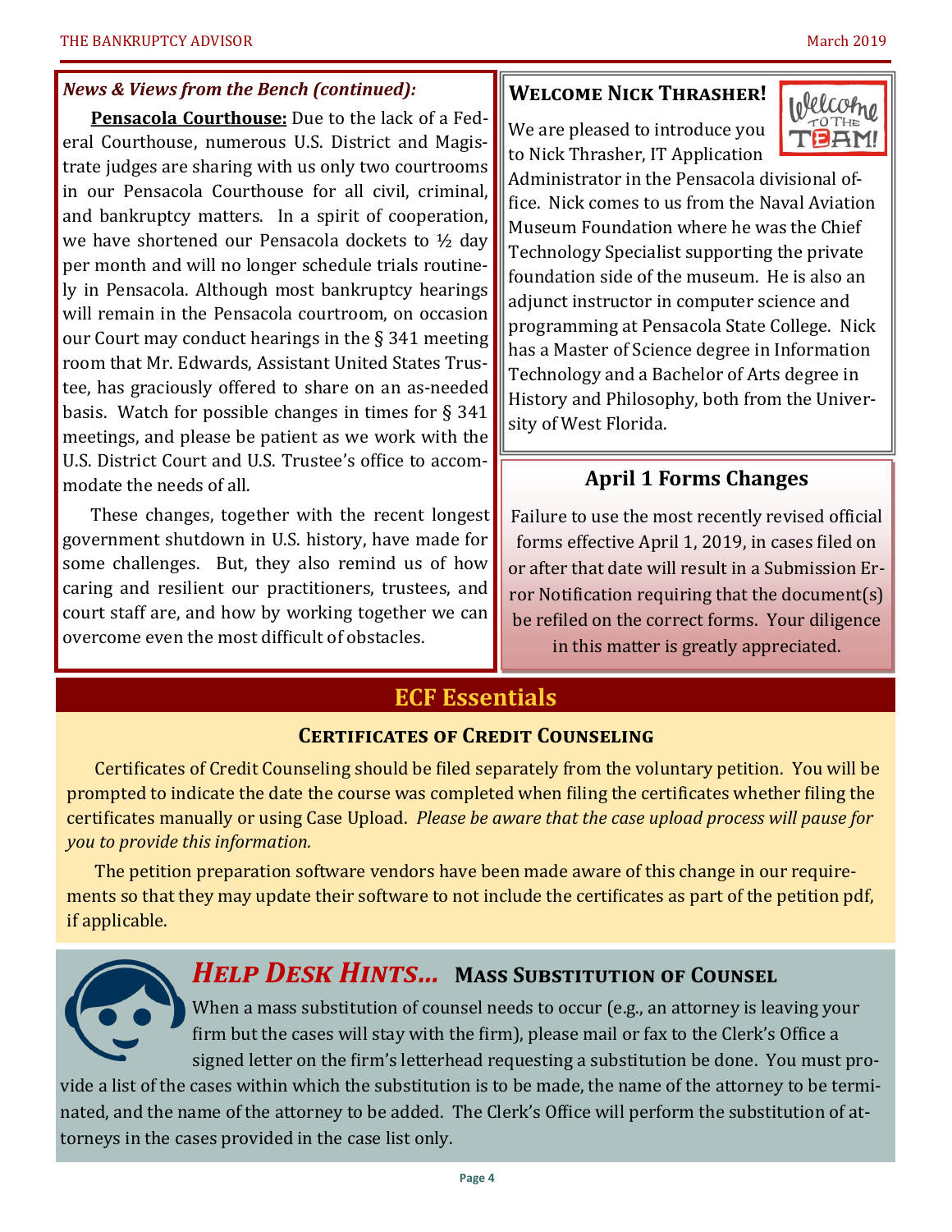### *News & Views from the Bench (continued):*

**Pensacola Courthouse:** Due to the lack of a Federal Courthouse, numerous U.S. District and Magistrate judges are sharing with us only two courtrooms in our Pensacola Courthouse for all civil, criminal, and bankruptcy matters. In a spirit of cooperation, we have shortened our Pensacola dockets to ½ day per month and will no longer schedule trials routinely in Pensacola. Although most bankruptcy hearings will remain in the Pensacola courtroom, on occasion our Court may conduct hearings in the § 341 meeting room that Mr. Edwards, Assistant United States Trustee, has graciously offered to share on an as-needed basis. Watch for possible changes in times for § 341 meetings, and please be patient as we work with the U.S. District Court and U.S. Trustee's office to accommodate the needs of all.

These changes, together with the recent longest government shutdown in U.S. history, have made for some challenges. But, they also remind us of how caring and resilient our practitioners, trustees, and court staff are, and how by working together we can overcome even the most difficult of obstacles.

### Welcome Nick Thrasher!

We are pleased to introduce you to Nick Thrasher, IT Application Administrator in the Pensacola divisional office. Nick comes to us from the Naval Aviation Museum Foundation where he was the Chief Technology Specialist supporting the private foundation side of the museum. He is also an adjunct instructor in computer science and programming at Pensacola State College. Nick has a Master of Science degree in Information Technology and a Bachelor of Arts degree in History and Philosophy, both from the University of West Florida.

### April 1 Forms Changes

Failure to use the most recently revised official forms effective April 1, 2019, in cases filed on or after that date will result in a Submission Error Notification requiring that the document(s) be refiled on the correct forms. Your diligence in this matter is greatly appreciated.

## ECF Essentials

### Certificates of Credit Counseling

Certificates of Credit Counseling should be filed separately from the voluntary petition. You will be prompted to indicate the date the course was completed when filing the certificates whether filing the certificates manually or using Case Upload. *Please be aware that the case upload process will pause for you to provide this information.*

The petition preparation software vendors have been made aware of this change in our requirements so that they may update their software to not include the certificates as part of the petition pdf, if applicable.

## *Help Desk Hints…* Mass Substitution of Counsel

When a mass substitution of counsel needs to occur (e.g., an attorney is leaving your firm but the cases will stay with the firm), please mail or fax to the Clerk's Office a signed letter on the firm's letterhead requesting a substitution be done. You must provide a list of the cases within which the substitution is to be made, the name of the attorney to be terminated, and the name of the attorney to be added. The Clerk's Office will perform the substitution of attorneys in the cases provided in the case list only.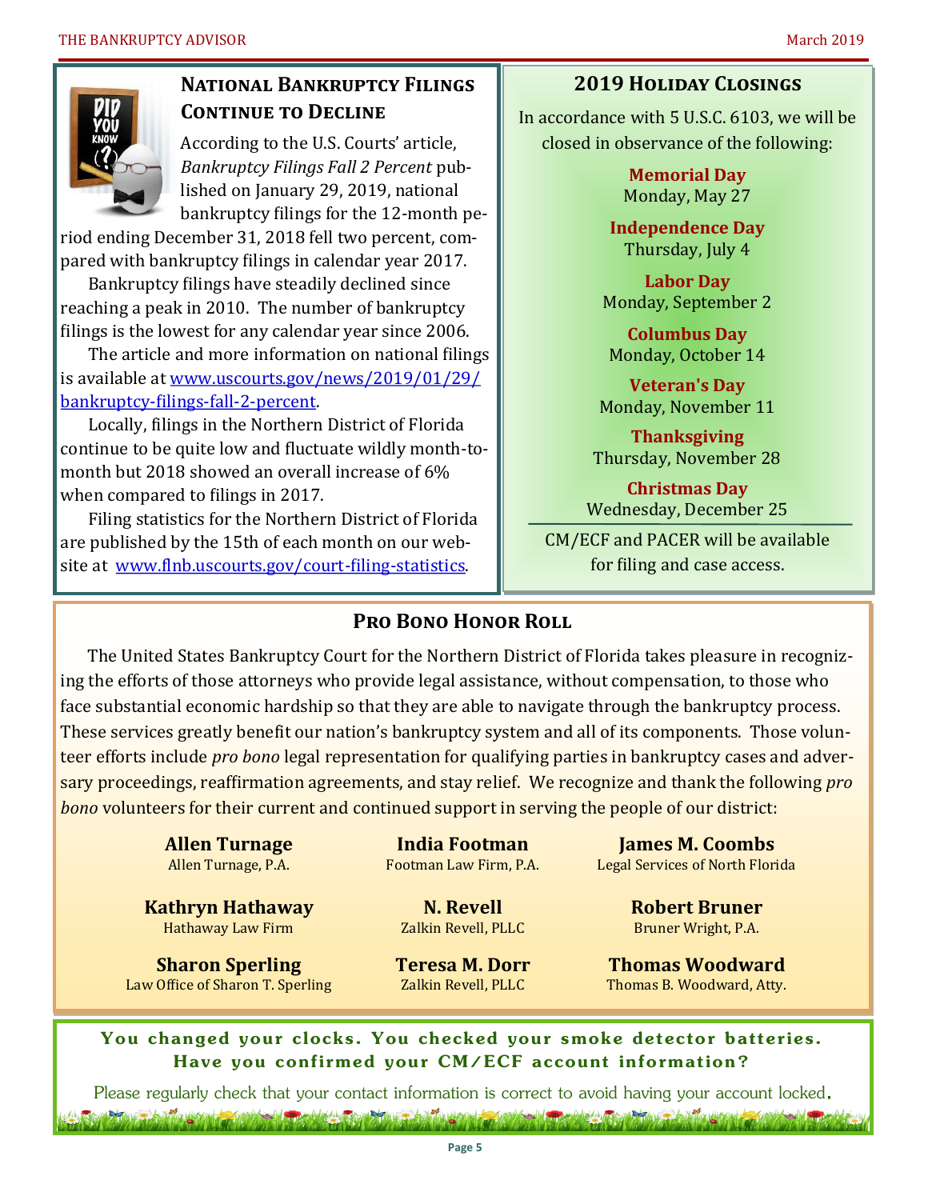## National Bankruptcy Filings Continue to Decline

According to the U.S. Courts' article, *Bankruptcy Filings Fall 2 Percent* published on January 29, 2019, national bankruptcy filings for the 12-month period ending December 31, 2018 fell two percent, compared with bankruptcy filings in calendar year 2017.

Bankruptcy filings have steadily declined since reaching a peak in 2010. The number of bankruptcy filings is the lowest for any calendar year since 2006.

The article and more information on national filings is available at www.uscourts.gov/news/2019/01/29/bankruptcy-filings-fall-2-percent.

Locally, filings in the Northern District of Florida continue to be quite low and fluctuate wildly month-to-month but 2018 showed an overall increase of 6% when compared to filings in 2017.

Filing statistics for the Northern District of Florida are published by the 15th of each month on our website at www.flnb.uscourts.gov/court-filing-statistics.

## 2019 Holiday Closings

In accordance with 5 U.S.C. 6103, we will be closed in observance of the following:

**Memorial Day**
Monday, May 27

**Independence Day**
Thursday, July 4

**Labor Day**
Monday, September 2

**Columbus Day**
Monday, October 14

**Veteran's Day**
Monday, November 11

**Thanksgiving**
Thursday, November 28

**Christmas Day**
Wednesday, December 25

CM/ECF and PACER will be available for filing and case access.

## Pro Bono Honor Roll

The United States Bankruptcy Court for the Northern District of Florida takes pleasure in recognizing the efforts of those attorneys who provide legal assistance, without compensation, to those who face substantial economic hardship so that they are able to navigate through the bankruptcy process. These services greatly benefit our nation's bankruptcy system and all of its components. Those volunteer efforts include *pro bono* legal representation for qualifying parties in bankruptcy cases and adversary proceedings, reaffirmation agreements, and stay relief. We recognize and thank the following *pro bono* volunteers for their current and continued support in serving the people of our district:

**Allen Turnage**
Allen Turnage, P.A.

**India Footman**
Footman Law Firm, P.A.

**James M. Coombs**
Legal Services of North Florida

**Kathryn Hathaway**
Hathaway Law Firm

**N. Revell**
Zalkin Revell, PLLC

**Robert Bruner**
Bruner Wright, P.A.

**Sharon Sperling**
Law Office of Sharon T. Sperling

**Teresa M. Dorr**
Zalkin Revell, PLLC

**Thomas Woodward**
Thomas B. Woodward, Atty.

**You changed your clocks. You checked your smoke detector batteries. Have you confirmed your CM/ECF account information?**

Please regularly check that your contact information is correct to avoid having your account locked.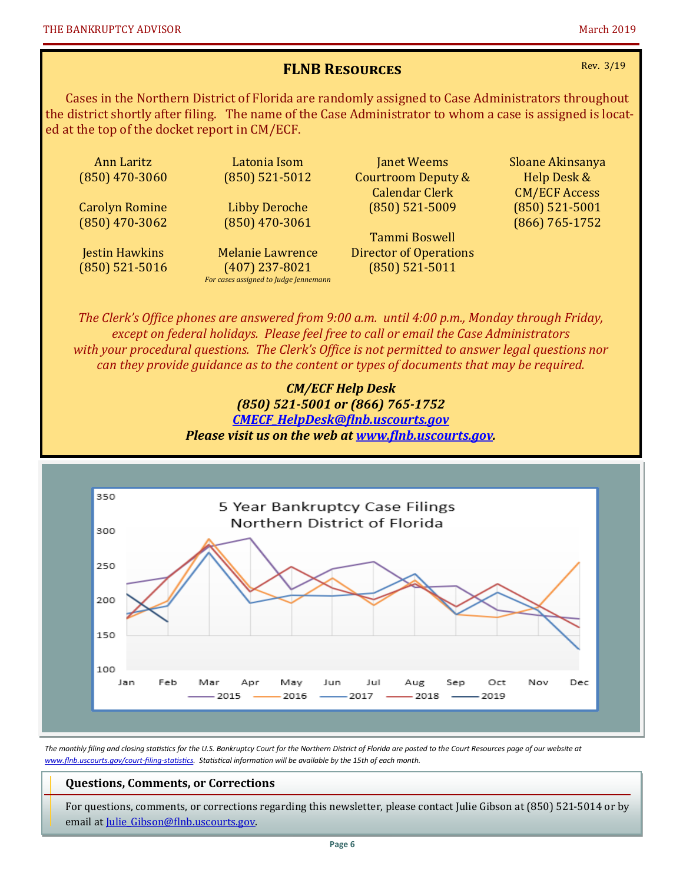## FLNB Resources

Rev. 3/19

Cases in the Northern District of Florida are randomly assigned to Case Administrators throughout the district shortly after filing. The name of the Case Administrator to whom a case is assigned is located at the top of the docket report in CM/ECF.

Ann Laritz
(850) 470-3060

Carolyn Romine
(850) 470-3062

Jestin Hawkins
(850) 521-5016

Latonia Isom
(850) 521-5012

Libby Deroche
(850) 470-3061

Melanie Lawrence
(407) 237-8021
*For cases assigned to Judge Jennemann*

Janet Weems
Courtroom Deputy & Calendar Clerk
(850) 521-5009

Tammi Boswell
Director of Operations
(850) 521-5011

Sloane Akinsanya
Help Desk & CM/ECF Access
(850) 521-5001
(866) 765-1752

*The Clerk's Office phones are answered from 9:00 a.m. until 4:00 p.m., Monday through Friday, except on federal holidays. Please feel free to call or email the Case Administrators with your procedural questions. The Clerk's Office is not permitted to answer legal questions nor can they provide guidance as to the content or types of documents that may be required.*

***CM/ECF Help Desk***
***(850) 521-5001 or (866) 765-1752***
***CMECF_HelpDesk@flnb.uscourts.gov***
***Please visit us on the web at www.flnb.uscourts.gov.***

5 Year Bankruptcy Case Filings
Northern District of Florida

350
300
250
200
150
100

Jan Feb Mar Apr May Jun Jul Aug Sep Oct Nov Dec

2015 2016 2017 2018 2019

*The monthly filing and closing statistics for the U.S. Bankruptcy Court for the Northern District of Florida are posted to the Court Resources page of our website at www.flnb.uscourts.gov/court-filing-statistics. Statistical information will be available by the 15th of each month.*

### Questions, Comments, or Corrections

For questions, comments, or corrections regarding this newsletter, please contact Julie Gibson at (850) 521-5014 or by email at Julie_Gibson@flnb.uscourts.gov.